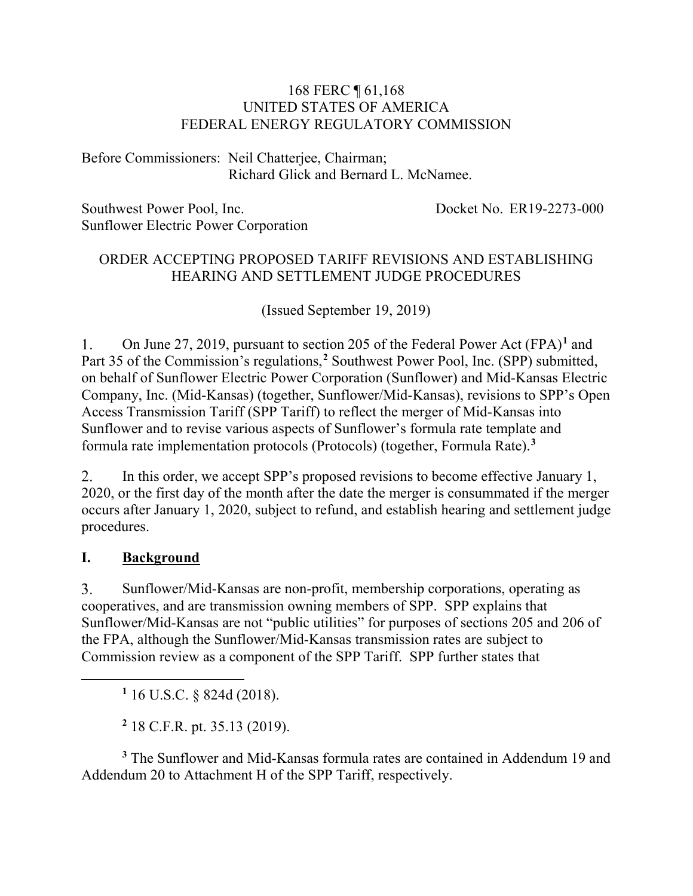168 FERC ¶ 61,168
UNITED STATES OF AMERICA
FEDERAL ENERGY REGULATORY COMMISSION

Before Commissioners: Neil Chatterjee, Chairman;
Richard Glick and Bernard L. McNamee.

Southwest Power Pool, Inc. Docket No. ER19-2273-000
Sunflower Electric Power Corporation

ORDER ACCEPTING PROPOSED TARIFF REVISIONS AND ESTABLISHING HEARING AND SETTLEMENT JUDGE PROCEDURES

(Issued September 19, 2019)

1. On June 27, 2019, pursuant to section 205 of the Federal Power Act (FPA)[1] and Part 35 of the Commission's regulations,[2] Southwest Power Pool, Inc. (SPP) submitted, on behalf of Sunflower Electric Power Corporation (Sunflower) and Mid-Kansas Electric Company, Inc. (Mid-Kansas) (together, Sunflower/Mid-Kansas), revisions to SPP's Open Access Transmission Tariff (SPP Tariff) to reflect the merger of Mid-Kansas into Sunflower and to revise various aspects of Sunflower's formula rate template and formula rate implementation protocols (Protocols) (together, Formula Rate).[3]

2. In this order, we accept SPP's proposed revisions to become effective January 1, 2020, or the first day of the month after the date the merger is consummated if the merger occurs after January 1, 2020, subject to refund, and establish hearing and settlement judge procedures.

## I. Background

3. Sunflower/Mid-Kansas are non-profit, membership corporations, operating as cooperatives, and are transmission owning members of SPP. SPP explains that Sunflower/Mid-Kansas are not "public utilities" for purposes of sections 205 and 206 of the FPA, although the Sunflower/Mid-Kansas transmission rates are subject to Commission review as a component of the SPP Tariff. SPP further states that

---

[1] 16 U.S.C. § 824d (2018).

[2] 18 C.F.R. pt. 35.13 (2019).

[3] The Sunflower and Mid-Kansas formula rates are contained in Addendum 19 and Addendum 20 to Attachment H of the SPP Tariff, respectively.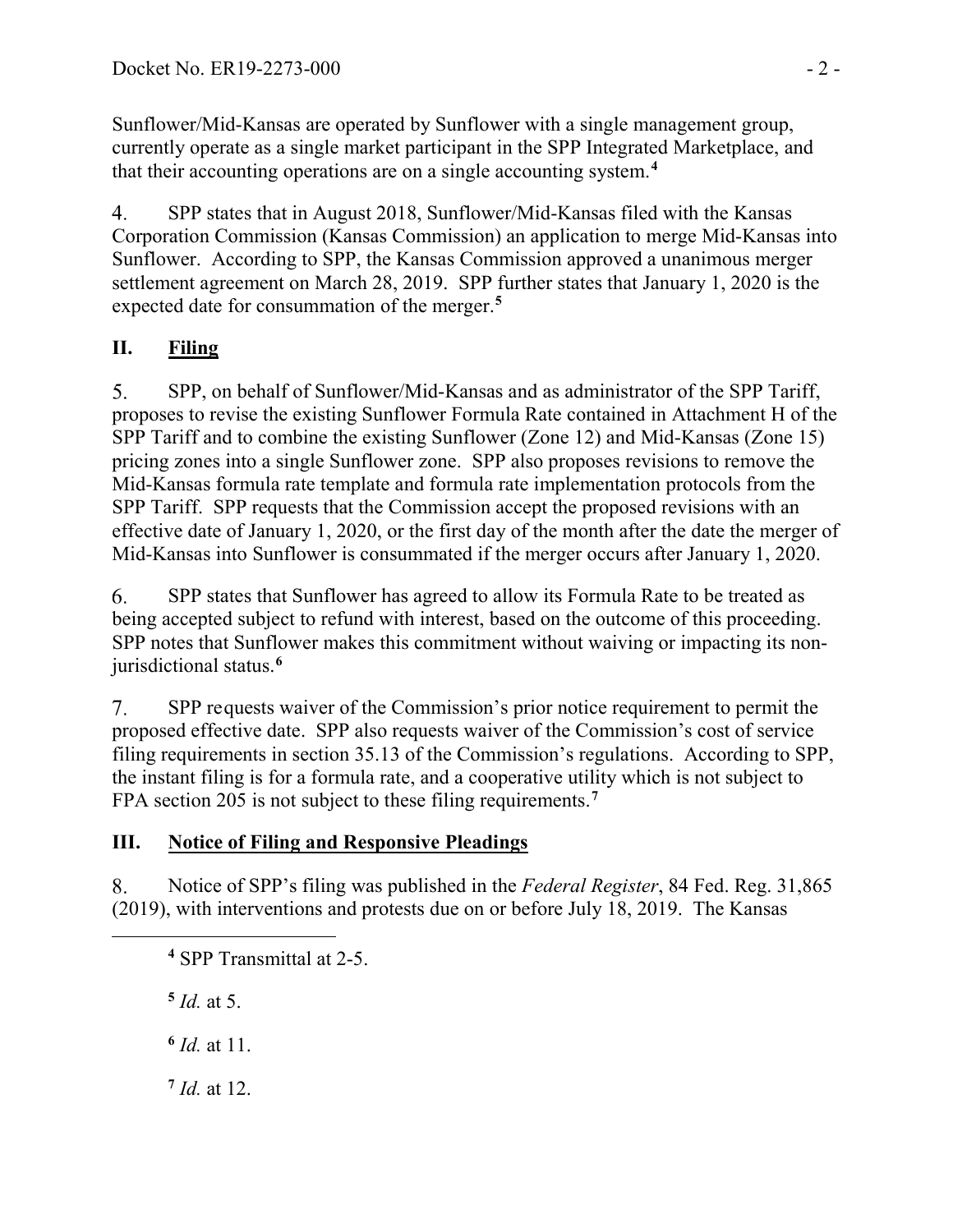Sunflower/Mid-Kansas are operated by Sunflower with a single management group, currently operate as a single market participant in the SPP Integrated Marketplace, and that their accounting operations are on a single accounting system.[4]

4. SPP states that in August 2018, Sunflower/Mid-Kansas filed with the Kansas Corporation Commission (Kansas Commission) an application to merge Mid-Kansas into Sunflower. According to SPP, the Kansas Commission approved a unanimous merger settlement agreement on March 28, 2019. SPP further states that January 1, 2020 is the expected date for consummation of the merger.[5]

## II. Filing

5. SPP, on behalf of Sunflower/Mid-Kansas and as administrator of the SPP Tariff, proposes to revise the existing Sunflower Formula Rate contained in Attachment H of the SPP Tariff and to combine the existing Sunflower (Zone 12) and Mid-Kansas (Zone 15) pricing zones into a single Sunflower zone. SPP also proposes revisions to remove the Mid-Kansas formula rate template and formula rate implementation protocols from the SPP Tariff. SPP requests that the Commission accept the proposed revisions with an effective date of January 1, 2020, or the first day of the month after the date the merger of Mid-Kansas into Sunflower is consummated if the merger occurs after January 1, 2020.

6. SPP states that Sunflower has agreed to allow its Formula Rate to be treated as being accepted subject to refund with interest, based on the outcome of this proceeding. SPP notes that Sunflower makes this commitment without waiving or impacting its non-jurisdictional status.[6]

7. SPP requests waiver of the Commission's prior notice requirement to permit the proposed effective date. SPP also requests waiver of the Commission's cost of service filing requirements in section 35.13 of the Commission's regulations. According to SPP, the instant filing is for a formula rate, and a cooperative utility which is not subject to FPA section 205 is not subject to these filing requirements.[7]

## III. Notice of Filing and Responsive Pleadings

8. Notice of SPP's filing was published in the *Federal Register*, 84 Fed. Reg. 31,865 (2019), with interventions and protests due on or before July 18, 2019. The Kansas

---

[4] SPP Transmittal at 2-5.

[5] *Id.* at 5.

[6] *Id.* at 11.

[7] *Id.* at 12.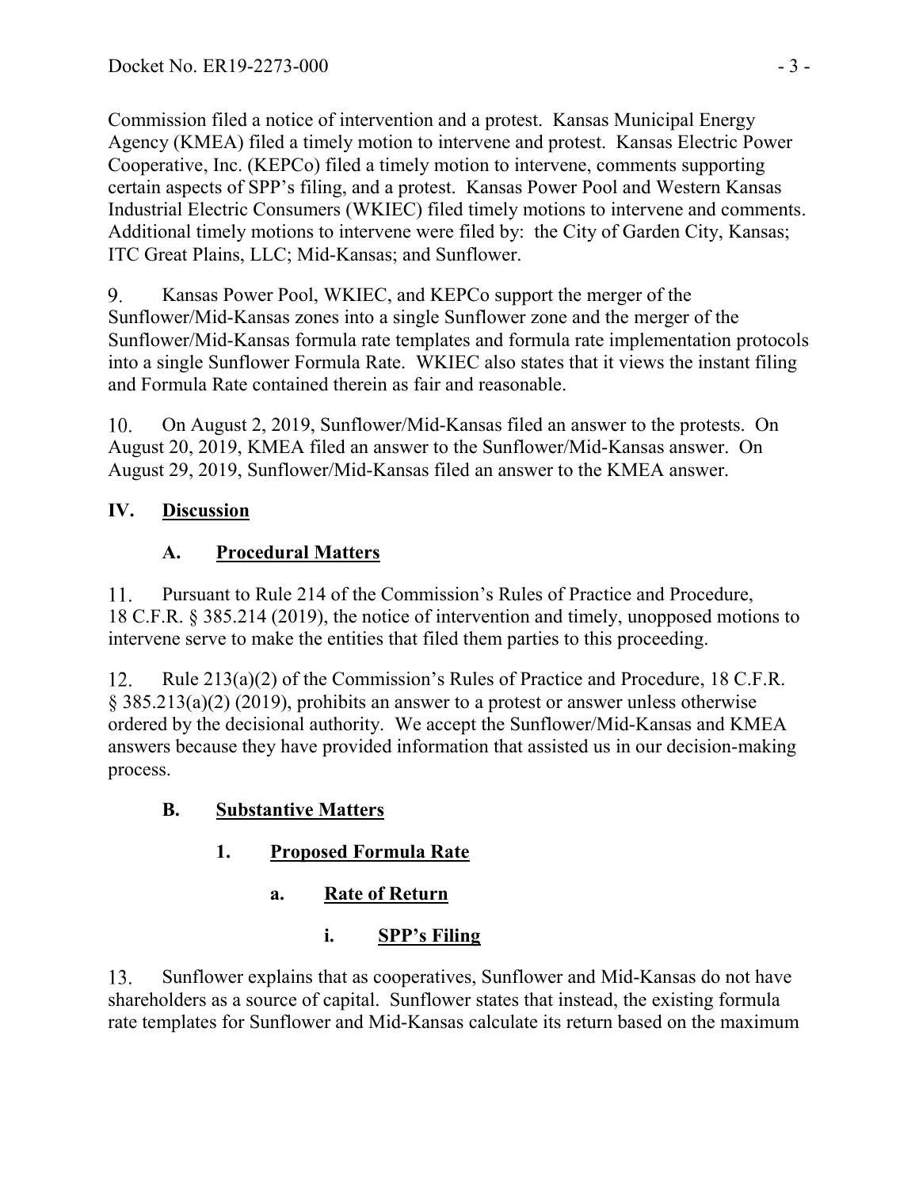Commission filed a notice of intervention and a protest. Kansas Municipal Energy Agency (KMEA) filed a timely motion to intervene and protest. Kansas Electric Power Cooperative, Inc. (KEPCo) filed a timely motion to intervene, comments supporting certain aspects of SPP's filing, and a protest. Kansas Power Pool and Western Kansas Industrial Electric Consumers (WKIEC) filed timely motions to intervene and comments. Additional timely motions to intervene were filed by: the City of Garden City, Kansas; ITC Great Plains, LLC; Mid-Kansas; and Sunflower.

9. Kansas Power Pool, WKIEC, and KEPCo support the merger of the Sunflower/Mid-Kansas zones into a single Sunflower zone and the merger of the Sunflower/Mid-Kansas formula rate templates and formula rate implementation protocols into a single Sunflower Formula Rate. WKIEC also states that it views the instant filing and Formula Rate contained therein as fair and reasonable.

10. On August 2, 2019, Sunflower/Mid-Kansas filed an answer to the protests. On August 20, 2019, KMEA filed an answer to the Sunflower/Mid-Kansas answer. On August 29, 2019, Sunflower/Mid-Kansas filed an answer to the KMEA answer.

# IV. Discussion

## A. Procedural Matters

11. Pursuant to Rule 214 of the Commission's Rules of Practice and Procedure, 18 C.F.R. § 385.214 (2019), the notice of intervention and timely, unopposed motions to intervene serve to make the entities that filed them parties to this proceeding.

12. Rule 213(a)(2) of the Commission's Rules of Practice and Procedure, 18 C.F.R. § 385.213(a)(2) (2019), prohibits an answer to a protest or answer unless otherwise ordered by the decisional authority. We accept the Sunflower/Mid-Kansas and KMEA answers because they have provided information that assisted us in our decision-making process.

## B. Substantive Matters

### 1. Proposed Formula Rate

#### a. Rate of Return

##### i. SPP's Filing

13. Sunflower explains that as cooperatives, Sunflower and Mid-Kansas do not have shareholders as a source of capital. Sunflower states that instead, the existing formula rate templates for Sunflower and Mid-Kansas calculate its return based on the maximum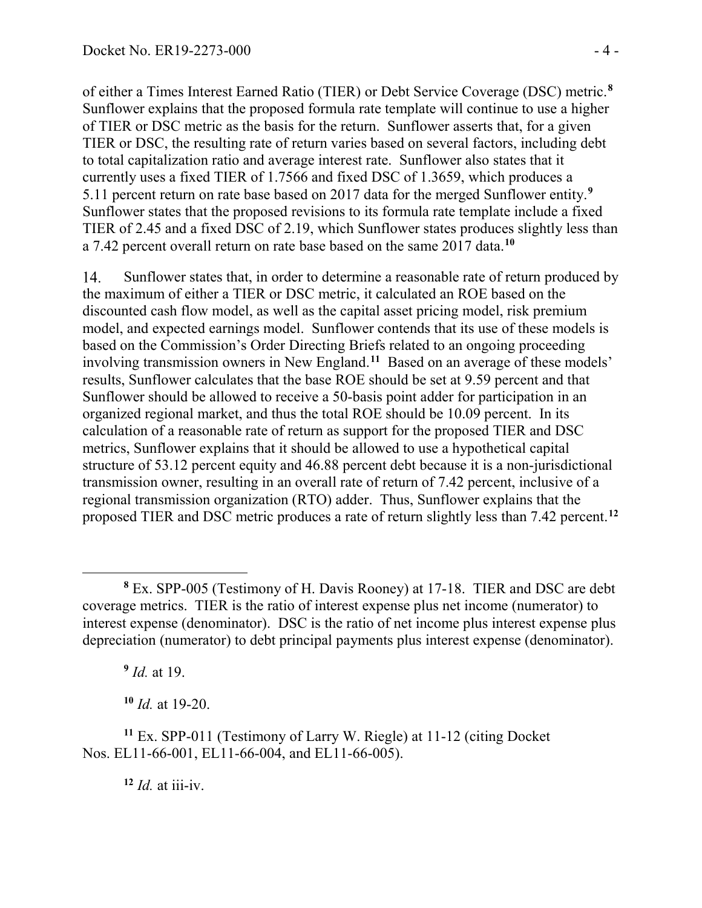of either a Times Interest Earned Ratio (TIER) or Debt Service Coverage (DSC) metric.[8] Sunflower explains that the proposed formula rate template will continue to use a higher of TIER or DSC metric as the basis for the return. Sunflower asserts that, for a given TIER or DSC, the resulting rate of return varies based on several factors, including debt to total capitalization ratio and average interest rate. Sunflower also states that it currently uses a fixed TIER of 1.7566 and fixed DSC of 1.3659, which produces a 5.11 percent return on rate base based on 2017 data for the merged Sunflower entity.[9] Sunflower states that the proposed revisions to its formula rate template include a fixed TIER of 2.45 and a fixed DSC of 2.19, which Sunflower states produces slightly less than a 7.42 percent overall return on rate base based on the same 2017 data.[10]

14. Sunflower states that, in order to determine a reasonable rate of return produced by the maximum of either a TIER or DSC metric, it calculated an ROE based on the discounted cash flow model, as well as the capital asset pricing model, risk premium model, and expected earnings model. Sunflower contends that its use of these models is based on the Commission's Order Directing Briefs related to an ongoing proceeding involving transmission owners in New England.[11] Based on an average of these models' results, Sunflower calculates that the base ROE should be set at 9.59 percent and that Sunflower should be allowed to receive a 50-basis point adder for participation in an organized regional market, and thus the total ROE should be 10.09 percent. In its calculation of a reasonable rate of return as support for the proposed TIER and DSC metrics, Sunflower explains that it should be allowed to use a hypothetical capital structure of 53.12 percent equity and 46.88 percent debt because it is a non-jurisdictional transmission owner, resulting in an overall rate of return of 7.42 percent, inclusive of a regional transmission organization (RTO) adder. Thus, Sunflower explains that the proposed TIER and DSC metric produces a rate of return slightly less than 7.42 percent.[12]

---

[8] Ex. SPP-005 (Testimony of H. Davis Rooney) at 17-18. TIER and DSC are debt coverage metrics. TIER is the ratio of interest expense plus net income (numerator) to interest expense (denominator). DSC is the ratio of net income plus interest expense plus depreciation (numerator) to debt principal payments plus interest expense (denominator).

[9] *Id.* at 19.

[10] *Id.* at 19-20.

[11] Ex. SPP-011 (Testimony of Larry W. Riegle) at 11-12 (citing Docket Nos. EL11-66-001, EL11-66-004, and EL11-66-005).

[12] *Id.* at iii-iv.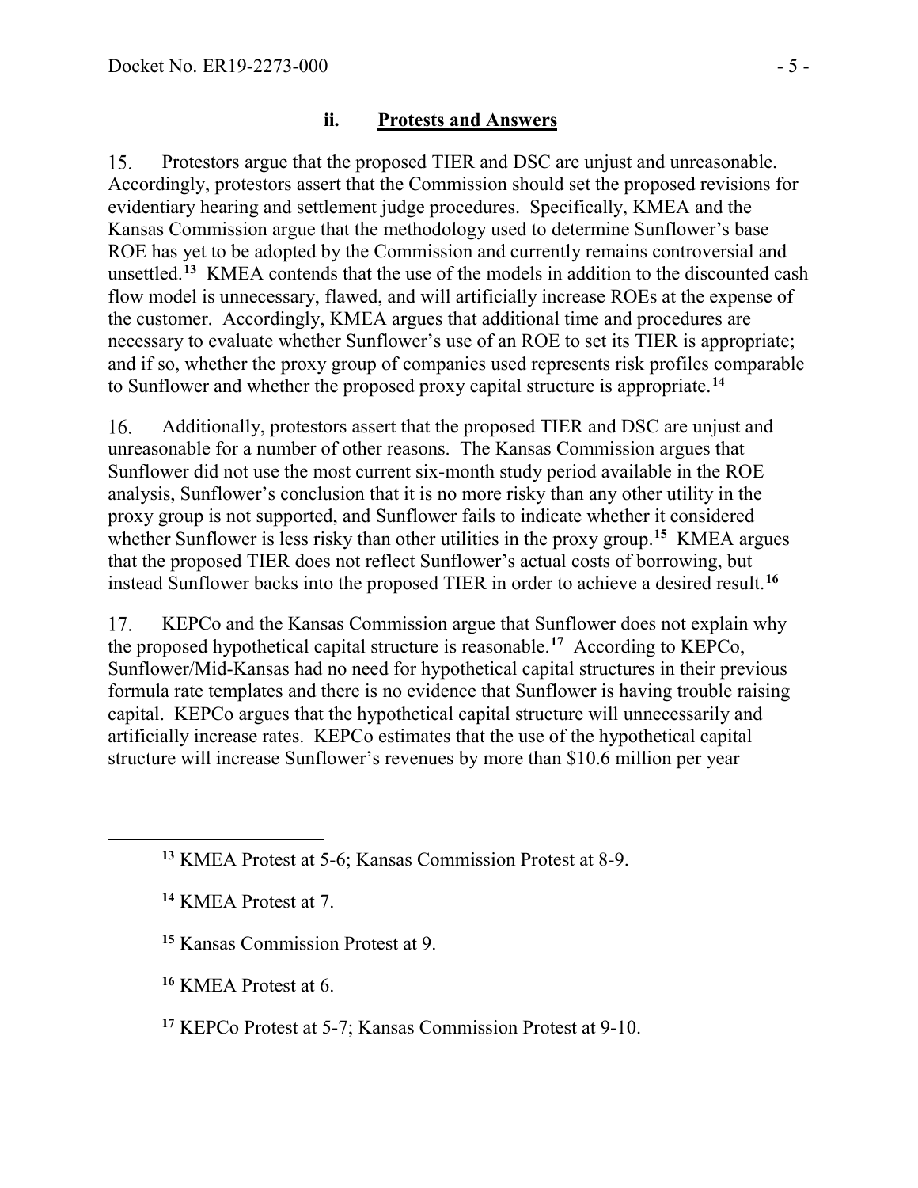### ii. **Protests and Answers**

15. Protestors argue that the proposed TIER and DSC are unjust and unreasonable. Accordingly, protestors assert that the Commission should set the proposed revisions for evidentiary hearing and settlement judge procedures. Specifically, KMEA and the Kansas Commission argue that the methodology used to determine Sunflower's base ROE has yet to be adopted by the Commission and currently remains controversial and unsettled.[13] KMEA contends that the use of the models in addition to the discounted cash flow model is unnecessary, flawed, and will artificially increase ROEs at the expense of the customer. Accordingly, KMEA argues that additional time and procedures are necessary to evaluate whether Sunflower's use of an ROE to set its TIER is appropriate; and if so, whether the proxy group of companies used represents risk profiles comparable to Sunflower and whether the proposed proxy capital structure is appropriate.[14]

16. Additionally, protestors assert that the proposed TIER and DSC are unjust and unreasonable for a number of other reasons. The Kansas Commission argues that Sunflower did not use the most current six-month study period available in the ROE analysis, Sunflower's conclusion that it is no more risky than any other utility in the proxy group is not supported, and Sunflower fails to indicate whether it considered whether Sunflower is less risky than other utilities in the proxy group.[15] KMEA argues that the proposed TIER does not reflect Sunflower's actual costs of borrowing, but instead Sunflower backs into the proposed TIER in order to achieve a desired result.[16]

17. KEPCo and the Kansas Commission argue that Sunflower does not explain why the proposed hypothetical capital structure is reasonable.[17] According to KEPCo, Sunflower/Mid-Kansas had no need for hypothetical capital structures in their previous formula rate templates and there is no evidence that Sunflower is having trouble raising capital. KEPCo argues that the hypothetical capital structure will unnecessarily and artificially increase rates. KEPCo estimates that the use of the hypothetical capital structure will increase Sunflower's revenues by more than $10.6 million per year

---

[13] KMEA Protest at 5-6; Kansas Commission Protest at 8-9.

[14] KMEA Protest at 7.

[15] Kansas Commission Protest at 9.

[16] KMEA Protest at 6.

[17] KEPCo Protest at 5-7; Kansas Commission Protest at 9-10.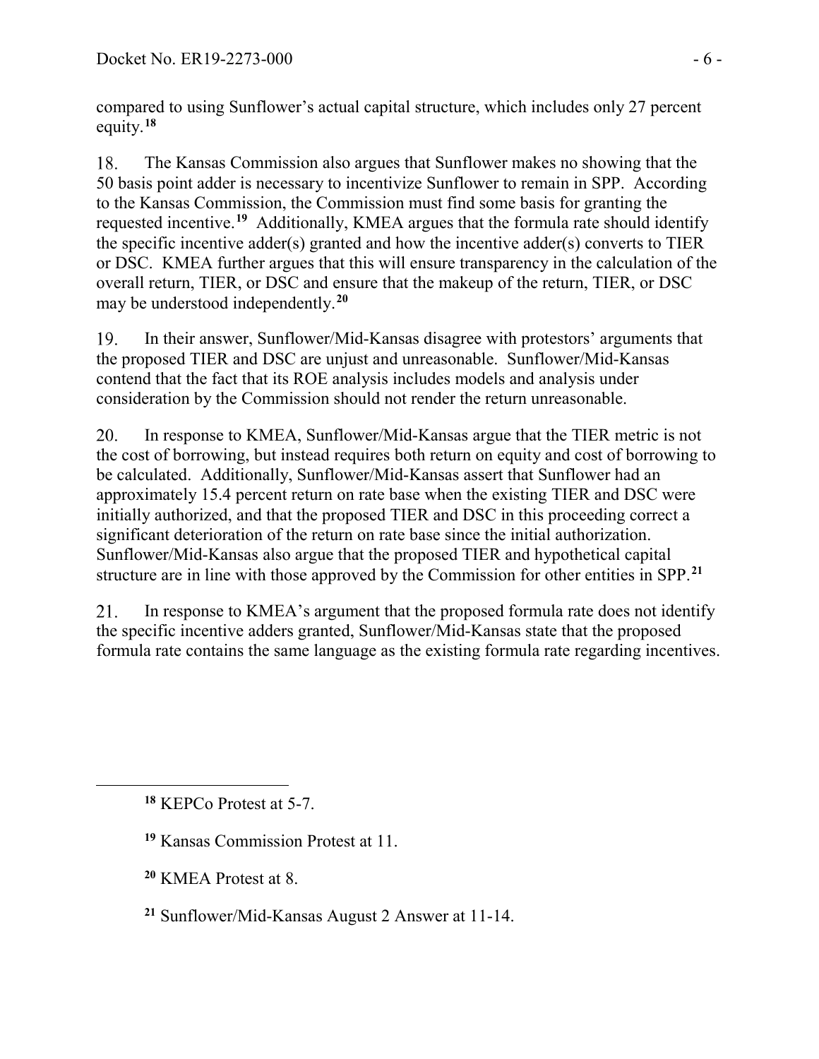compared to using Sunflower's actual capital structure, which includes only 27 percent equity.[18]

18. The Kansas Commission also argues that Sunflower makes no showing that the 50 basis point adder is necessary to incentivize Sunflower to remain in SPP. According to the Kansas Commission, the Commission must find some basis for granting the requested incentive.[19] Additionally, KMEA argues that the formula rate should identify the specific incentive adder(s) granted and how the incentive adder(s) converts to TIER or DSC. KMEA further argues that this will ensure transparency in the calculation of the overall return, TIER, or DSC and ensure that the makeup of the return, TIER, or DSC may be understood independently.[20]

19. In their answer, Sunflower/Mid-Kansas disagree with protestors' arguments that the proposed TIER and DSC are unjust and unreasonable. Sunflower/Mid-Kansas contend that the fact that its ROE analysis includes models and analysis under consideration by the Commission should not render the return unreasonable.

20. In response to KMEA, Sunflower/Mid-Kansas argue that the TIER metric is not the cost of borrowing, but instead requires both return on equity and cost of borrowing to be calculated. Additionally, Sunflower/Mid-Kansas assert that Sunflower had an approximately 15.4 percent return on rate base when the existing TIER and DSC were initially authorized, and that the proposed TIER and DSC in this proceeding correct a significant deterioration of the return on rate base since the initial authorization. Sunflower/Mid-Kansas also argue that the proposed TIER and hypothetical capital structure are in line with those approved by the Commission for other entities in SPP.[21]

21. In response to KMEA's argument that the proposed formula rate does not identify the specific incentive adders granted, Sunflower/Mid-Kansas state that the proposed formula rate contains the same language as the existing formula rate regarding incentives.

---

[18] KEPCo Protest at 5-7.

[19] Kansas Commission Protest at 11.

[20] KMEA Protest at 8.

[21] Sunflower/Mid-Kansas August 2 Answer at 11-14.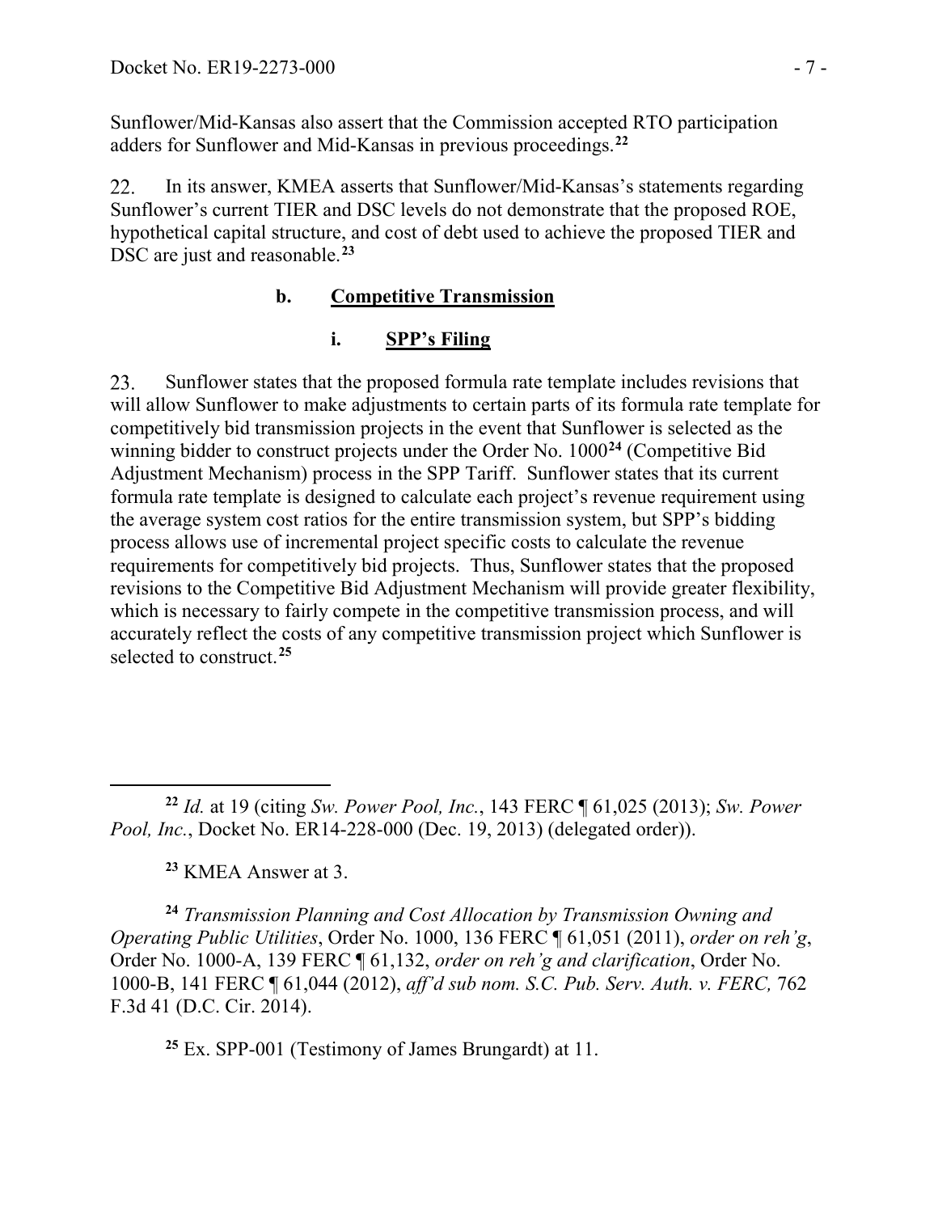Sunflower/Mid-Kansas also assert that the Commission accepted RTO participation adders for Sunflower and Mid-Kansas in previous proceedings.[22]

22. In its answer, KMEA asserts that Sunflower/Mid-Kansas's statements regarding Sunflower's current TIER and DSC levels do not demonstrate that the proposed ROE, hypothetical capital structure, and cost of debt used to achieve the proposed TIER and DSC are just and reasonable.[23]

### b. Competitive Transmission

#### i. SPP's Filing

23. Sunflower states that the proposed formula rate template includes revisions that will allow Sunflower to make adjustments to certain parts of its formula rate template for competitively bid transmission projects in the event that Sunflower is selected as the winning bidder to construct projects under the Order No. 1000[24] (Competitive Bid Adjustment Mechanism) process in the SPP Tariff. Sunflower states that its current formula rate template is designed to calculate each project's revenue requirement using the average system cost ratios for the entire transmission system, but SPP's bidding process allows use of incremental project specific costs to calculate the revenue requirements for competitively bid projects. Thus, Sunflower states that the proposed revisions to the Competitive Bid Adjustment Mechanism will provide greater flexibility, which is necessary to fairly compete in the competitive transmission process, and will accurately reflect the costs of any competitive transmission project which Sunflower is selected to construct.[25]

---

[22] *Id.* at 19 (citing *Sw. Power Pool, Inc.*, 143 FERC ¶ 61,025 (2013); *Sw. Power Pool, Inc.*, Docket No. ER14-228-000 (Dec. 19, 2013) (delegated order)).

[23] KMEA Answer at 3.

[24] *Transmission Planning and Cost Allocation by Transmission Owning and Operating Public Utilities*, Order No. 1000, 136 FERC ¶ 61,051 (2011), *order on reh'g*, Order No. 1000-A, 139 FERC ¶ 61,132, *order on reh'g and clarification*, Order No. 1000-B, 141 FERC ¶ 61,044 (2012), *aff'd sub nom. S.C. Pub. Serv. Auth. v. FERC,* 762 F.3d 41 (D.C. Cir. 2014).

[25] Ex. SPP-001 (Testimony of James Brungardt) at 11.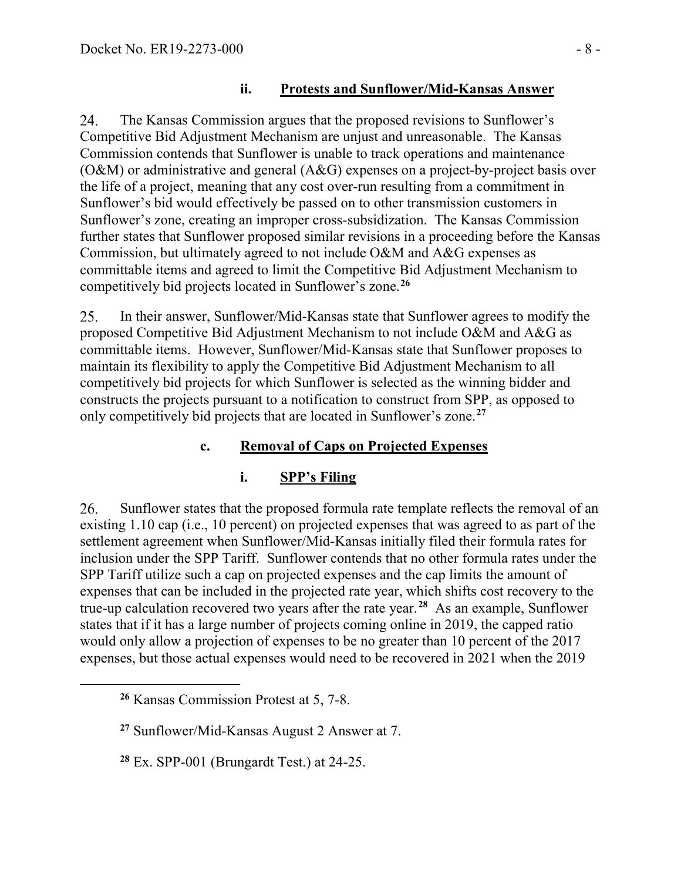#### ii. Protests and Sunflower/Mid-Kansas Answer

24. The Kansas Commission argues that the proposed revisions to Sunflower's Competitive Bid Adjustment Mechanism are unjust and unreasonable. The Kansas Commission contends that Sunflower is unable to track operations and maintenance (O&M) or administrative and general (A&G) expenses on a project-by-project basis over the life of a project, meaning that any cost over-run resulting from a commitment in Sunflower's bid would effectively be passed on to other transmission customers in Sunflower's zone, creating an improper cross-subsidization. The Kansas Commission further states that Sunflower proposed similar revisions in a proceeding before the Kansas Commission, but ultimately agreed to not include O&M and A&G expenses as committable items and agreed to limit the Competitive Bid Adjustment Mechanism to competitively bid projects located in Sunflower's zone.[26]

25. In their answer, Sunflower/Mid-Kansas state that Sunflower agrees to modify the proposed Competitive Bid Adjustment Mechanism to not include O&M and A&G as committable items. However, Sunflower/Mid-Kansas state that Sunflower proposes to maintain its flexibility to apply the Competitive Bid Adjustment Mechanism to all competitively bid projects for which Sunflower is selected as the winning bidder and constructs the projects pursuant to a notification to construct from SPP, as opposed to only competitively bid projects that are located in Sunflower's zone.[27]

### c. Removal of Caps on Projected Expenses

#### i. SPP's Filing

26. Sunflower states that the proposed formula rate template reflects the removal of an existing 1.10 cap (i.e., 10 percent) on projected expenses that was agreed to as part of the settlement agreement when Sunflower/Mid-Kansas initially filed their formula rates for inclusion under the SPP Tariff. Sunflower contends that no other formula rates under the SPP Tariff utilize such a cap on projected expenses and the cap limits the amount of expenses that can be included in the projected rate year, which shifts cost recovery to the true-up calculation recovered two years after the rate year.[28] As an example, Sunflower states that if it has a large number of projects coming online in 2019, the capped ratio would only allow a projection of expenses to be no greater than 10 percent of the 2017 expenses, but those actual expenses would need to be recovered in 2021 when the 2019

---

[26] Kansas Commission Protest at 5, 7-8.

[27] Sunflower/Mid-Kansas August 2 Answer at 7.

[28] Ex. SPP-001 (Brungardt Test.) at 24-25.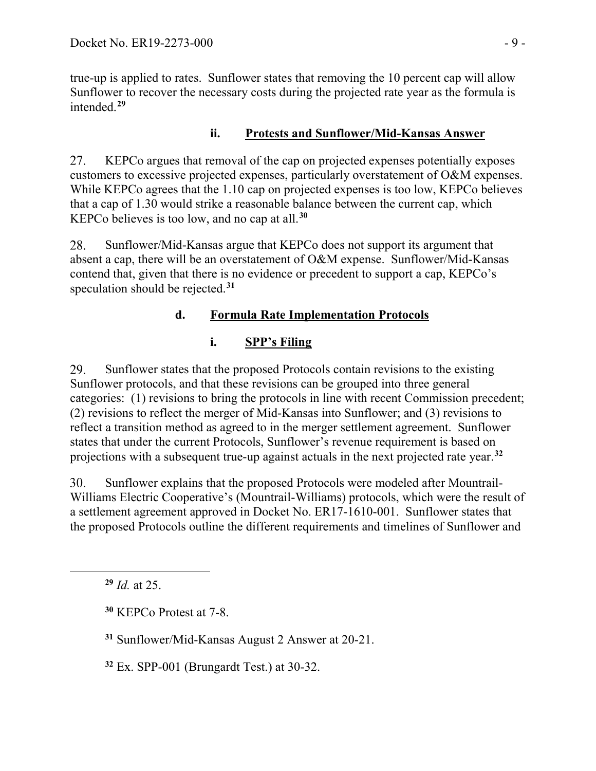true-up is applied to rates. Sunflower states that removing the 10 percent cap will allow Sunflower to recover the necessary costs during the projected rate year as the formula is intended.[29]

#### ii. Protests and Sunflower/Mid-Kansas Answer

27. KEPCo argues that removal of the cap on projected expenses potentially exposes customers to excessive projected expenses, particularly overstatement of O&M expenses. While KEPCo agrees that the 1.10 cap on projected expenses is too low, KEPCo believes that a cap of 1.30 would strike a reasonable balance between the current cap, which KEPCo believes is too low, and no cap at all.[30]

28. Sunflower/Mid-Kansas argue that KEPCo does not support its argument that absent a cap, there will be an overstatement of O&M expense. Sunflower/Mid-Kansas contend that, given that there is no evidence or precedent to support a cap, KEPCo's speculation should be rejected.[31]

### d. Formula Rate Implementation Protocols

#### i. SPP's Filing

29. Sunflower states that the proposed Protocols contain revisions to the existing Sunflower protocols, and that these revisions can be grouped into three general categories: (1) revisions to bring the protocols in line with recent Commission precedent; (2) revisions to reflect the merger of Mid-Kansas into Sunflower; and (3) revisions to reflect a transition method as agreed to in the merger settlement agreement. Sunflower states that under the current Protocols, Sunflower's revenue requirement is based on projections with a subsequent true-up against actuals in the next projected rate year.[32]

30. Sunflower explains that the proposed Protocols were modeled after Mountrail-Williams Electric Cooperative's (Mountrail-Williams) protocols, which were the result of a settlement agreement approved in Docket No. ER17-1610-001. Sunflower states that the proposed Protocols outline the different requirements and timelines of Sunflower and

---

[29] *Id.* at 25.

[30] KEPCo Protest at 7-8.

[31] Sunflower/Mid-Kansas August 2 Answer at 20-21.

[32] Ex. SPP-001 (Brungardt Test.) at 30-32.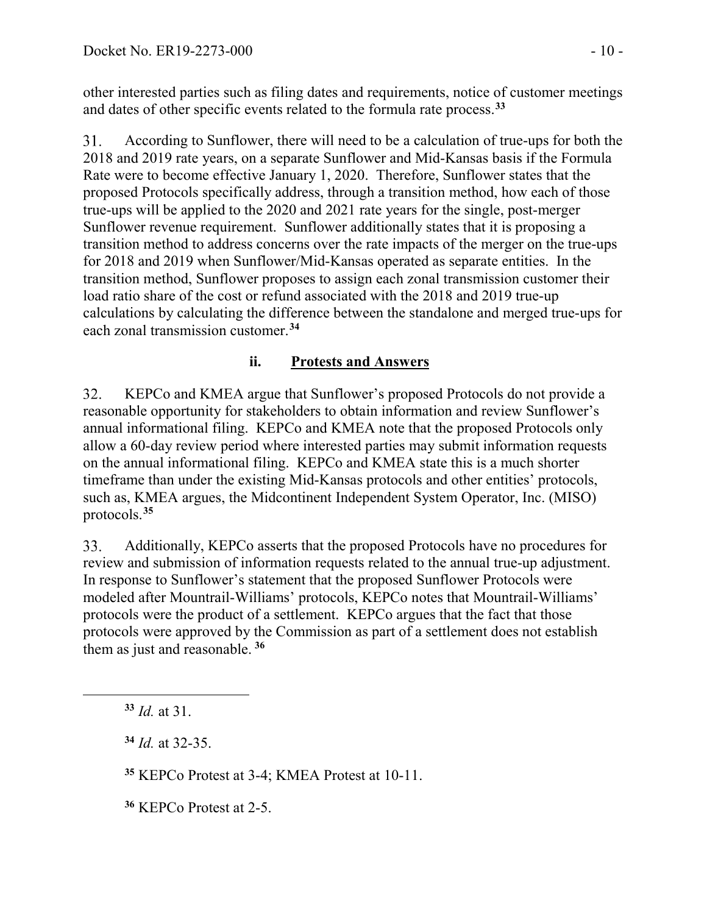other interested parties such as filing dates and requirements, notice of customer meetings and dates of other specific events related to the formula rate process.[33]

31. According to Sunflower, there will need to be a calculation of true-ups for both the 2018 and 2019 rate years, on a separate Sunflower and Mid-Kansas basis if the Formula Rate were to become effective January 1, 2020. Therefore, Sunflower states that the proposed Protocols specifically address, through a transition method, how each of those true-ups will be applied to the 2020 and 2021 rate years for the single, post-merger Sunflower revenue requirement. Sunflower additionally states that it is proposing a transition method to address concerns over the rate impacts of the merger on the true-ups for 2018 and 2019 when Sunflower/Mid-Kansas operated as separate entities. In the transition method, Sunflower proposes to assign each zonal transmission customer their load ratio share of the cost or refund associated with the 2018 and 2019 true-up calculations by calculating the difference between the standalone and merged true-ups for each zonal transmission customer.[34]

### ii. Protests and Answers

32. KEPCo and KMEA argue that Sunflower's proposed Protocols do not provide a reasonable opportunity for stakeholders to obtain information and review Sunflower's annual informational filing. KEPCo and KMEA note that the proposed Protocols only allow a 60-day review period where interested parties may submit information requests on the annual informational filing. KEPCo and KMEA state this is a much shorter timeframe than under the existing Mid-Kansas protocols and other entities' protocols, such as, KMEA argues, the Midcontinent Independent System Operator, Inc. (MISO) protocols.[35]

33. Additionally, KEPCo asserts that the proposed Protocols have no procedures for review and submission of information requests related to the annual true-up adjustment. In response to Sunflower's statement that the proposed Sunflower Protocols were modeled after Mountrail-Williams' protocols, KEPCo notes that Mountrail-Williams' protocols were the product of a settlement. KEPCo argues that the fact that those protocols were approved by the Commission as part of a settlement does not establish them as just and reasonable.[36]

---

[33] *Id.* at 31.

[34] *Id.* at 32-35.

[35] KEPCo Protest at 3-4; KMEA Protest at 10-11.

[36] KEPCo Protest at 2-5.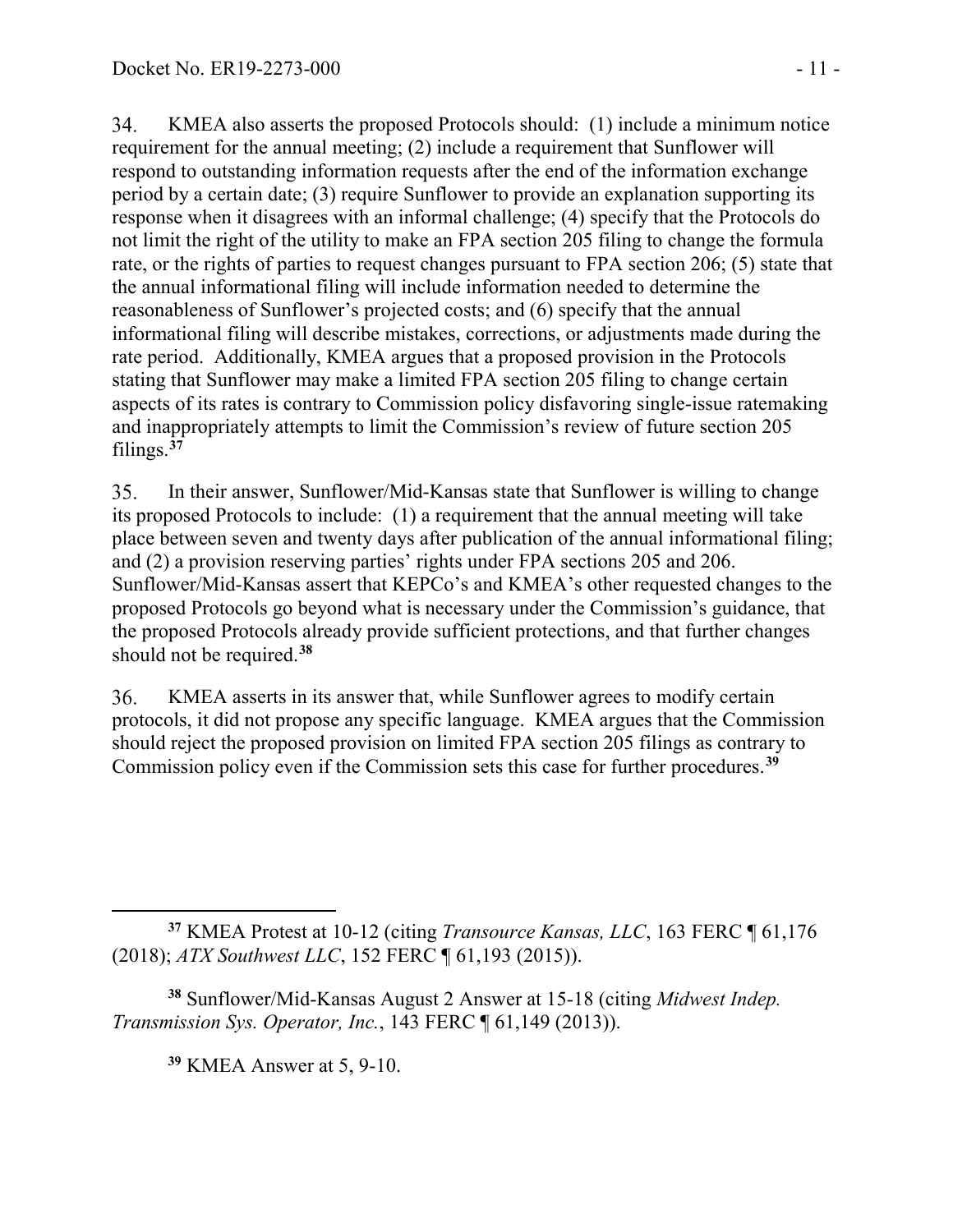34. KMEA also asserts the proposed Protocols should: (1) include a minimum notice requirement for the annual meeting; (2) include a requirement that Sunflower will respond to outstanding information requests after the end of the information exchange period by a certain date; (3) require Sunflower to provide an explanation supporting its response when it disagrees with an informal challenge; (4) specify that the Protocols do not limit the right of the utility to make an FPA section 205 filing to change the formula rate, or the rights of parties to request changes pursuant to FPA section 206; (5) state that the annual informational filing will include information needed to determine the reasonableness of Sunflower's projected costs; and (6) specify that the annual informational filing will describe mistakes, corrections, or adjustments made during the rate period. Additionally, KMEA argues that a proposed provision in the Protocols stating that Sunflower may make a limited FPA section 205 filing to change certain aspects of its rates is contrary to Commission policy disfavoring single-issue ratemaking and inappropriately attempts to limit the Commission's review of future section 205 filings.[37]

35. In their answer, Sunflower/Mid-Kansas state that Sunflower is willing to change its proposed Protocols to include: (1) a requirement that the annual meeting will take place between seven and twenty days after publication of the annual informational filing; and (2) a provision reserving parties' rights under FPA sections 205 and 206. Sunflower/Mid-Kansas assert that KEPCo's and KMEA's other requested changes to the proposed Protocols go beyond what is necessary under the Commission's guidance, that the proposed Protocols already provide sufficient protections, and that further changes should not be required.[38]

36. KMEA asserts in its answer that, while Sunflower agrees to modify certain protocols, it did not propose any specific language. KMEA argues that the Commission should reject the proposed provision on limited FPA section 205 filings as contrary to Commission policy even if the Commission sets this case for further procedures.[39]

---

[37] KMEA Protest at 10-12 (citing *Transource Kansas, LLC*, 163 FERC ¶ 61,176 (2018); *ATX Southwest LLC*, 152 FERC ¶ 61,193 (2015)).

[38] Sunflower/Mid-Kansas August 2 Answer at 15-18 (citing *Midwest Indep. Transmission Sys. Operator, Inc.*, 143 FERC ¶ 61,149 (2013)).

[39] KMEA Answer at 5, 9-10.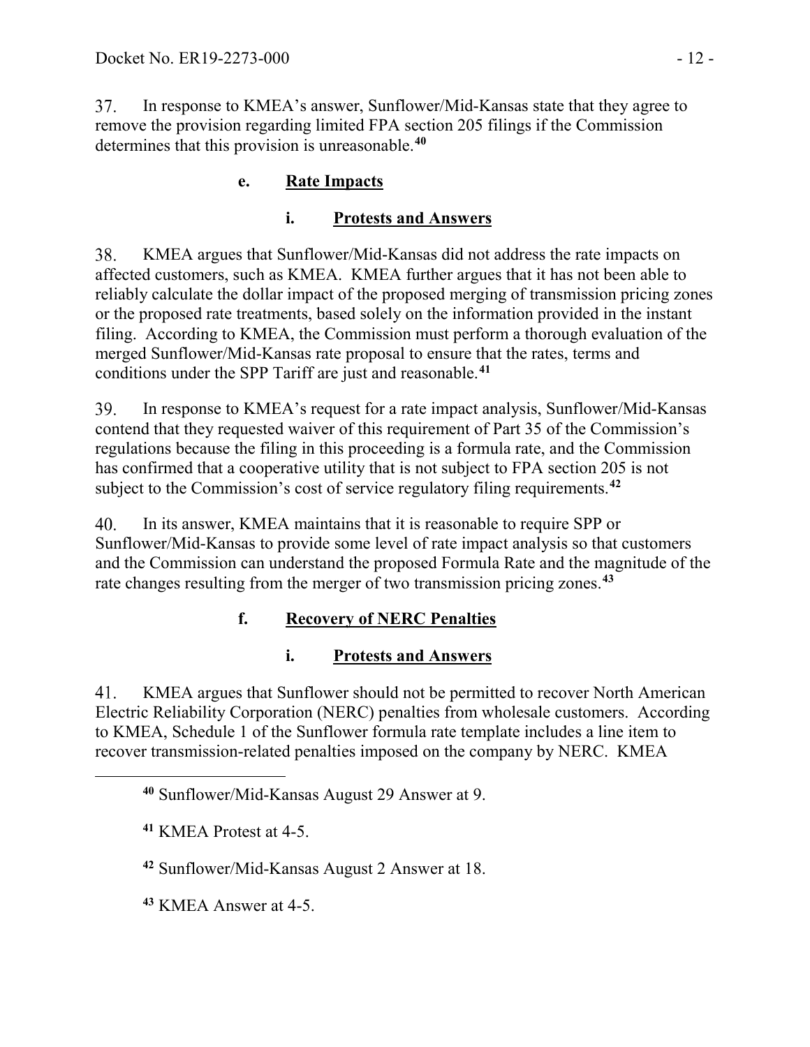37. In response to KMEA's answer, Sunflower/Mid-Kansas state that they agree to remove the provision regarding limited FPA section 205 filings if the Commission determines that this provision is unreasonable.[40]

#### e. Rate Impacts

##### i. Protests and Answers

38. KMEA argues that Sunflower/Mid-Kansas did not address the rate impacts on affected customers, such as KMEA. KMEA further argues that it has not been able to reliably calculate the dollar impact of the proposed merging of transmission pricing zones or the proposed rate treatments, based solely on the information provided in the instant filing. According to KMEA, the Commission must perform a thorough evaluation of the merged Sunflower/Mid-Kansas rate proposal to ensure that the rates, terms and conditions under the SPP Tariff are just and reasonable.[41]

39. In response to KMEA's request for a rate impact analysis, Sunflower/Mid-Kansas contend that they requested waiver of this requirement of Part 35 of the Commission's regulations because the filing in this proceeding is a formula rate, and the Commission has confirmed that a cooperative utility that is not subject to FPA section 205 is not subject to the Commission's cost of service regulatory filing requirements.[42]

40. In its answer, KMEA maintains that it is reasonable to require SPP or Sunflower/Mid-Kansas to provide some level of rate impact analysis so that customers and the Commission can understand the proposed Formula Rate and the magnitude of the rate changes resulting from the merger of two transmission pricing zones.[43]

#### f. Recovery of NERC Penalties

##### i. Protests and Answers

41. KMEA argues that Sunflower should not be permitted to recover North American Electric Reliability Corporation (NERC) penalties from wholesale customers. According to KMEA, Schedule 1 of the Sunflower formula rate template includes a line item to recover transmission-related penalties imposed on the company by NERC. KMEA

---

[40] Sunflower/Mid-Kansas August 29 Answer at 9.

[41] KMEA Protest at 4-5.

[42] Sunflower/Mid-Kansas August 2 Answer at 18.

[43] KMEA Answer at 4-5.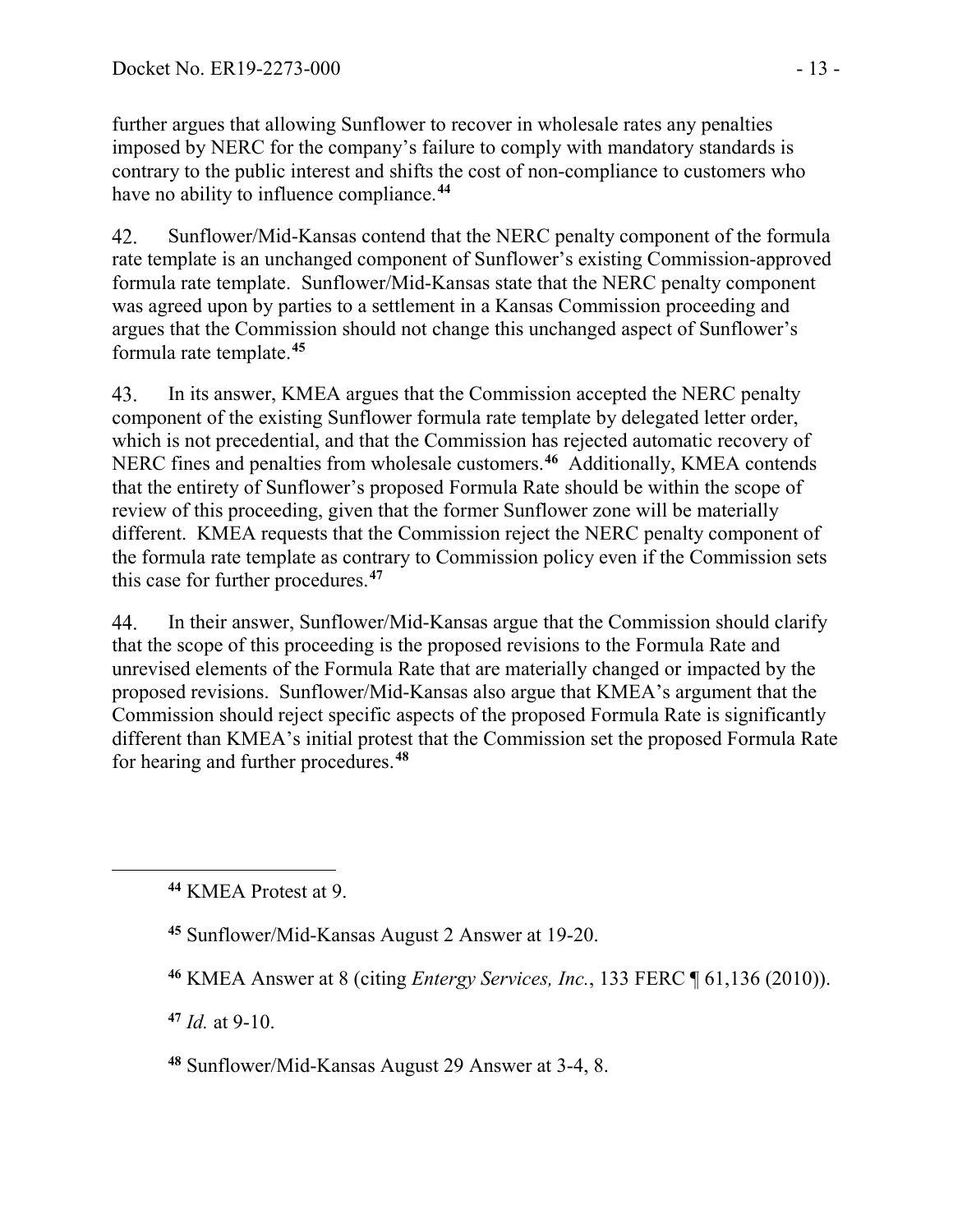further argues that allowing Sunflower to recover in wholesale rates any penalties imposed by NERC for the company's failure to comply with mandatory standards is contrary to the public interest and shifts the cost of non-compliance to customers who have no ability to influence compliance.[44]

42. Sunflower/Mid-Kansas contend that the NERC penalty component of the formula rate template is an unchanged component of Sunflower's existing Commission-approved formula rate template. Sunflower/Mid-Kansas state that the NERC penalty component was agreed upon by parties to a settlement in a Kansas Commission proceeding and argues that the Commission should not change this unchanged aspect of Sunflower's formula rate template.[45]

43. In its answer, KMEA argues that the Commission accepted the NERC penalty component of the existing Sunflower formula rate template by delegated letter order, which is not precedential, and that the Commission has rejected automatic recovery of NERC fines and penalties from wholesale customers.[46] Additionally, KMEA contends that the entirety of Sunflower's proposed Formula Rate should be within the scope of review of this proceeding, given that the former Sunflower zone will be materially different. KMEA requests that the Commission reject the NERC penalty component of the formula rate template as contrary to Commission policy even if the Commission sets this case for further procedures.[47]

44. In their answer, Sunflower/Mid-Kansas argue that the Commission should clarify that the scope of this proceeding is the proposed revisions to the Formula Rate and unrevised elements of the Formula Rate that are materially changed or impacted by the proposed revisions. Sunflower/Mid-Kansas also argue that KMEA's argument that the Commission should reject specific aspects of the proposed Formula Rate is significantly different than KMEA's initial protest that the Commission set the proposed Formula Rate for hearing and further procedures.[48]

---

[44] KMEA Protest at 9.

[45] Sunflower/Mid-Kansas August 2 Answer at 19-20.

[46] KMEA Answer at 8 (citing *Entergy Services, Inc.*, 133 FERC ¶ 61,136 (2010)).

[47] *Id.* at 9-10.

[48] Sunflower/Mid-Kansas August 29 Answer at 3-4, 8.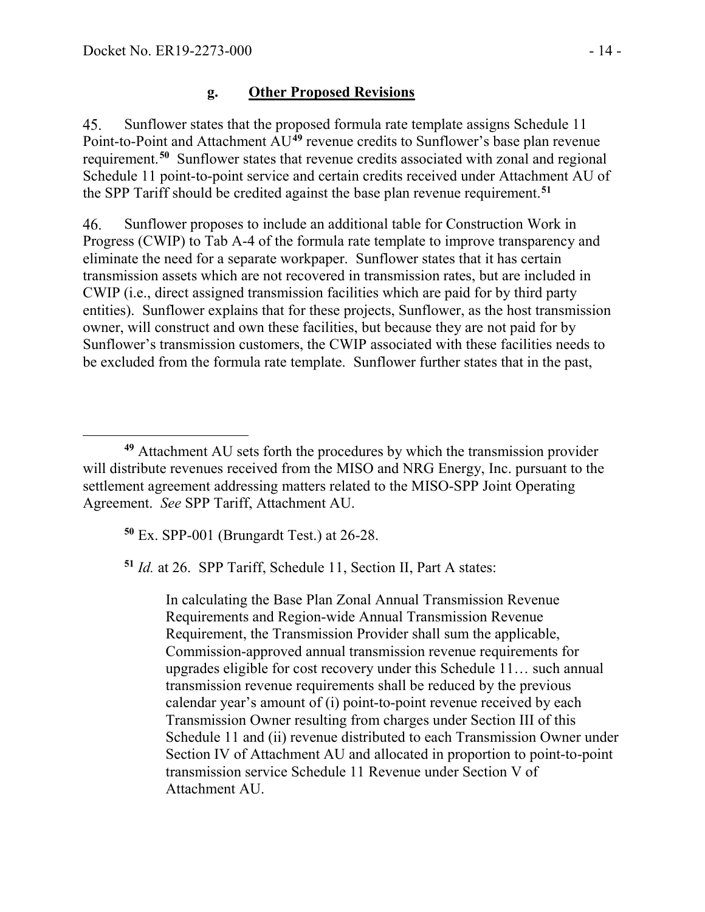#### g. **Other Proposed Revisions**

45. Sunflower states that the proposed formula rate template assigns Schedule 11 Point-to-Point and Attachment AU[49] revenue credits to Sunflower's base plan revenue requirement.[50] Sunflower states that revenue credits associated with zonal and regional Schedule 11 point-to-point service and certain credits received under Attachment AU of the SPP Tariff should be credited against the base plan revenue requirement.[51]

46. Sunflower proposes to include an additional table for Construction Work in Progress (CWIP) to Tab A-4 of the formula rate template to improve transparency and eliminate the need for a separate workpaper. Sunflower states that it has certain transmission assets which are not recovered in transmission rates, but are included in CWIP (i.e., direct assigned transmission facilities which are paid for by third party entities). Sunflower explains that for these projects, Sunflower, as the host transmission owner, will construct and own these facilities, but because they are not paid for by Sunflower's transmission customers, the CWIP associated with these facilities needs to be excluded from the formula rate template. Sunflower further states that in the past,

---

[49] Attachment AU sets forth the procedures by which the transmission provider will distribute revenues received from the MISO and NRG Energy, Inc. pursuant to the settlement agreement addressing matters related to the MISO-SPP Joint Operating Agreement. *See* SPP Tariff, Attachment AU.

[50] Ex. SPP-001 (Brungardt Test.) at 26-28.

[51] *Id.* at 26. SPP Tariff, Schedule 11, Section II, Part A states:

> In calculating the Base Plan Zonal Annual Transmission Revenue Requirements and Region-wide Annual Transmission Revenue Requirement, the Transmission Provider shall sum the applicable, Commission-approved annual transmission revenue requirements for upgrades eligible for cost recovery under this Schedule 11… such annual transmission revenue requirements shall be reduced by the previous calendar year's amount of (i) point-to-point revenue received by each Transmission Owner resulting from charges under Section III of this Schedule 11 and (ii) revenue distributed to each Transmission Owner under Section IV of Attachment AU and allocated in proportion to point-to-point transmission service Schedule 11 Revenue under Section V of Attachment AU.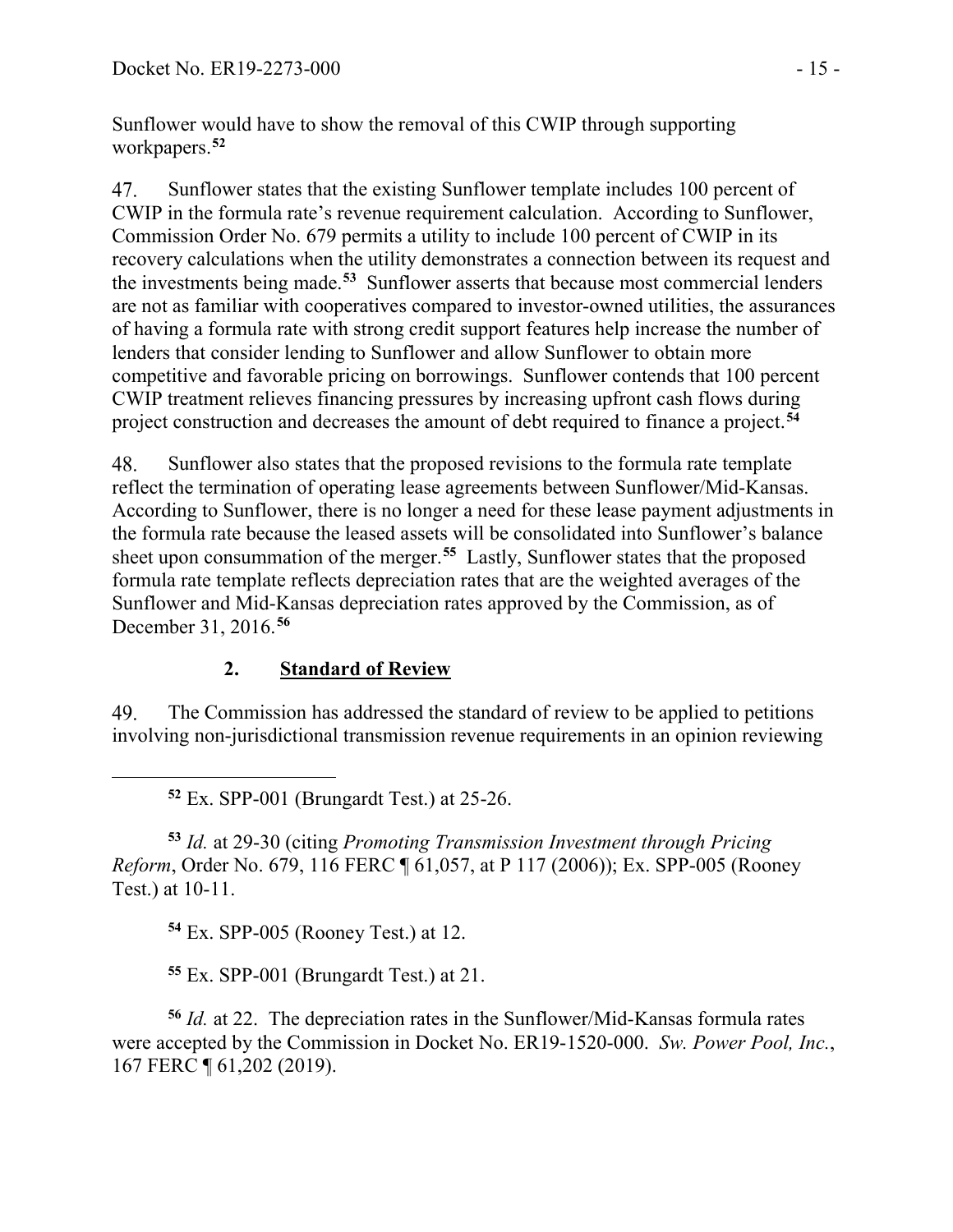Sunflower would have to show the removal of this CWIP through supporting workpapers.[52]

47. Sunflower states that the existing Sunflower template includes 100 percent of CWIP in the formula rate's revenue requirement calculation. According to Sunflower, Commission Order No. 679 permits a utility to include 100 percent of CWIP in its recovery calculations when the utility demonstrates a connection between its request and the investments being made.[53] Sunflower asserts that because most commercial lenders are not as familiar with cooperatives compared to investor-owned utilities, the assurances of having a formula rate with strong credit support features help increase the number of lenders that consider lending to Sunflower and allow Sunflower to obtain more competitive and favorable pricing on borrowings. Sunflower contends that 100 percent CWIP treatment relieves financing pressures by increasing upfront cash flows during project construction and decreases the amount of debt required to finance a project.[54]

48. Sunflower also states that the proposed revisions to the formula rate template reflect the termination of operating lease agreements between Sunflower/Mid-Kansas. According to Sunflower, there is no longer a need for these lease payment adjustments in the formula rate because the leased assets will be consolidated into Sunflower's balance sheet upon consummation of the merger.[55] Lastly, Sunflower states that the proposed formula rate template reflects depreciation rates that are the weighted averages of the Sunflower and Mid-Kansas depreciation rates approved by the Commission, as of December 31, 2016.[56]

## 2. Standard of Review

49. The Commission has addressed the standard of review to be applied to petitions involving non-jurisdictional transmission revenue requirements in an opinion reviewing

---

[52] Ex. SPP-001 (Brungardt Test.) at 25-26.

[53] *Id.* at 29-30 (citing *Promoting Transmission Investment through Pricing Reform*, Order No. 679, 116 FERC ¶ 61,057, at P 117 (2006)); Ex. SPP-005 (Rooney Test.) at 10-11.

[54] Ex. SPP-005 (Rooney Test.) at 12.

[55] Ex. SPP-001 (Brungardt Test.) at 21.

[56] *Id.* at 22. The depreciation rates in the Sunflower/Mid-Kansas formula rates were accepted by the Commission in Docket No. ER19-1520-000. *Sw. Power Pool, Inc.*, 167 FERC ¶ 61,202 (2019).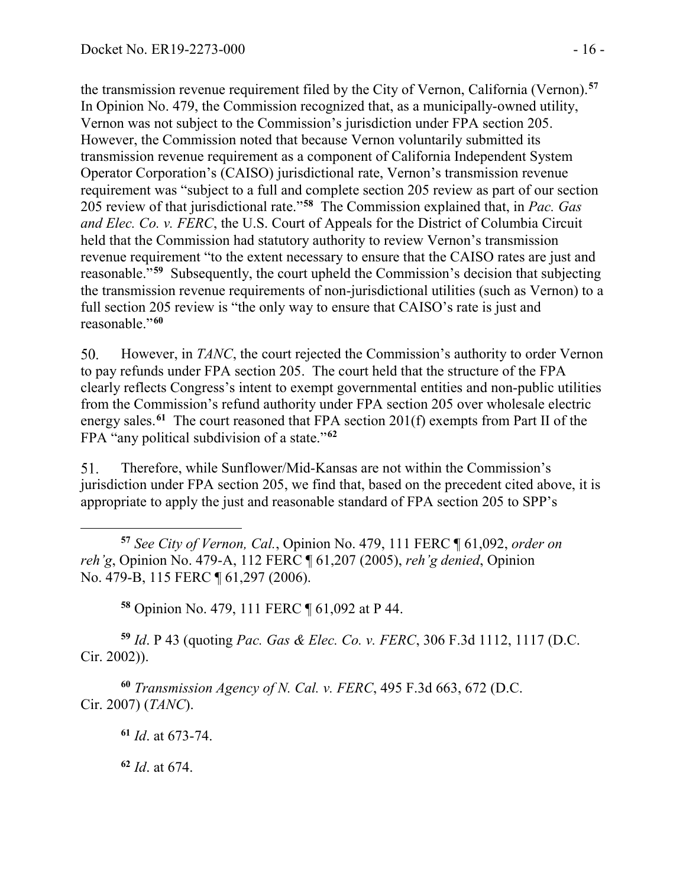the transmission revenue requirement filed by the City of Vernon, California (Vernon).[57] In Opinion No. 479, the Commission recognized that, as a municipally-owned utility, Vernon was not subject to the Commission's jurisdiction under FPA section 205. However, the Commission noted that because Vernon voluntarily submitted its transmission revenue requirement as a component of California Independent System Operator Corporation's (CAISO) jurisdictional rate, Vernon's transmission revenue requirement was "subject to a full and complete section 205 review as part of our section 205 review of that jurisdictional rate."[58] The Commission explained that, in *Pac. Gas and Elec. Co. v. FERC*, the U.S. Court of Appeals for the District of Columbia Circuit held that the Commission had statutory authority to review Vernon's transmission revenue requirement "to the extent necessary to ensure that the CAISO rates are just and reasonable."[59] Subsequently, the court upheld the Commission's decision that subjecting the transmission revenue requirements of non-jurisdictional utilities (such as Vernon) to a full section 205 review is "the only way to ensure that CAISO's rate is just and reasonable."[60]

50. However, in *TANC*, the court rejected the Commission's authority to order Vernon to pay refunds under FPA section 205. The court held that the structure of the FPA clearly reflects Congress's intent to exempt governmental entities and non-public utilities from the Commission's refund authority under FPA section 205 over wholesale electric energy sales.[61] The court reasoned that FPA section 201(f) exempts from Part II of the FPA "any political subdivision of a state."[62]

51. Therefore, while Sunflower/Mid-Kansas are not within the Commission's jurisdiction under FPA section 205, we find that, based on the precedent cited above, it is appropriate to apply the just and reasonable standard of FPA section 205 to SPP's

---

[57] *See City of Vernon, Cal.*, Opinion No. 479, 111 FERC ¶ 61,092, *order on reh'g*, Opinion No. 479-A, 112 FERC ¶ 61,207 (2005), *reh'g denied*, Opinion No. 479-B, 115 FERC ¶ 61,297 (2006).

[58] Opinion No. 479, 111 FERC ¶ 61,092 at P 44.

[59] *Id*. P 43 (quoting *Pac. Gas & Elec. Co. v. FERC*, 306 F.3d 1112, 1117 (D.C. Cir. 2002)).

[60] *Transmission Agency of N. Cal. v. FERC*, 495 F.3d 663, 672 (D.C. Cir. 2007) (*TANC*).

[61] *Id*. at 673-74.

[62] *Id*. at 674.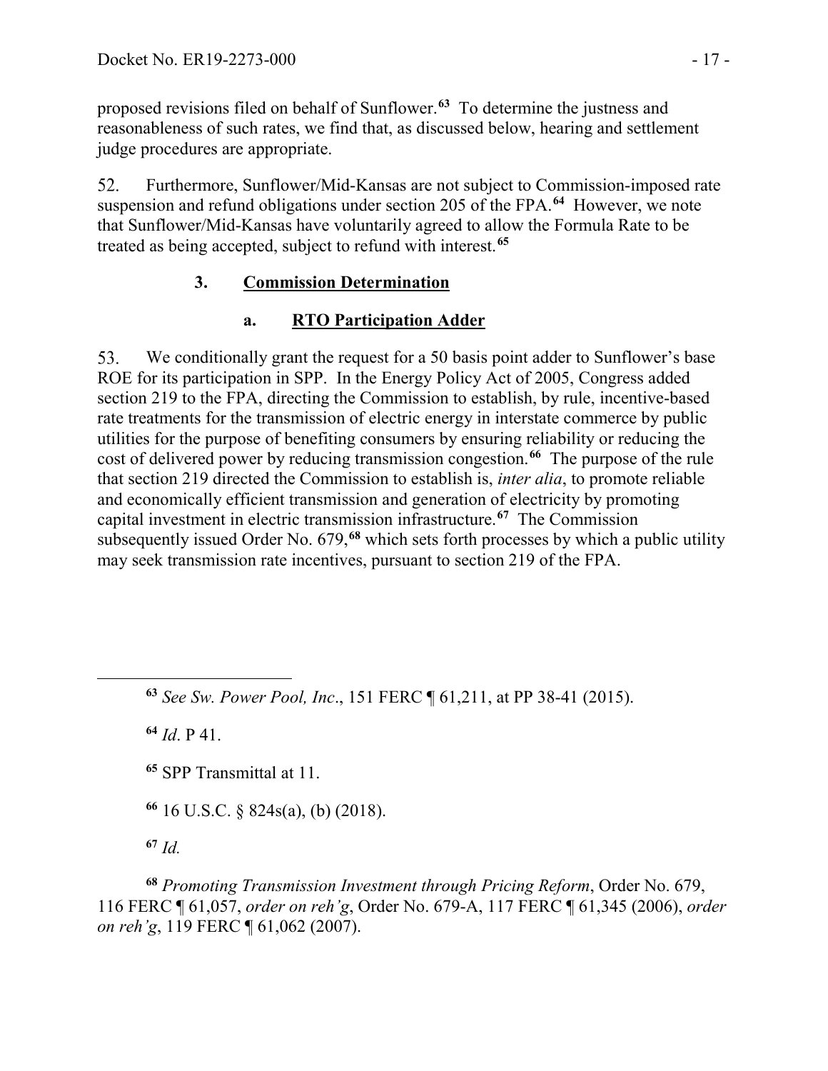proposed revisions filed on behalf of Sunflower.[63] To determine the justness and reasonableness of such rates, we find that, as discussed below, hearing and settlement judge procedures are appropriate.

52. Furthermore, Sunflower/Mid-Kansas are not subject to Commission-imposed rate suspension and refund obligations under section 205 of the FPA.[64] However, we note that Sunflower/Mid-Kansas have voluntarily agreed to allow the Formula Rate to be treated as being accepted, subject to refund with interest.[65]

### 3. Commission Determination

#### a. RTO Participation Adder

53. We conditionally grant the request for a 50 basis point adder to Sunflower's base ROE for its participation in SPP. In the Energy Policy Act of 2005, Congress added section 219 to the FPA, directing the Commission to establish, by rule, incentive-based rate treatments for the transmission of electric energy in interstate commerce by public utilities for the purpose of benefiting consumers by ensuring reliability or reducing the cost of delivered power by reducing transmission congestion.[66] The purpose of the rule that section 219 directed the Commission to establish is, *inter alia*, to promote reliable and economically efficient transmission and generation of electricity by promoting capital investment in electric transmission infrastructure.[67] The Commission subsequently issued Order No. 679,[68] which sets forth processes by which a public utility may seek transmission rate incentives, pursuant to section 219 of the FPA.

---

[63] *See Sw. Power Pool, Inc*., 151 FERC ¶ 61,211, at PP 38-41 (2015).

[64] *Id*. P 41.

[65] SPP Transmittal at 11.

[66] 16 U.S.C. § 824s(a), (b) (2018).

[67] *Id.*

[68] *Promoting Transmission Investment through Pricing Reform*, Order No. 679, 116 FERC ¶ 61,057, *order on reh'g*, Order No. 679-A, 117 FERC ¶ 61,345 (2006), *order on reh'g*, 119 FERC ¶ 61,062 (2007).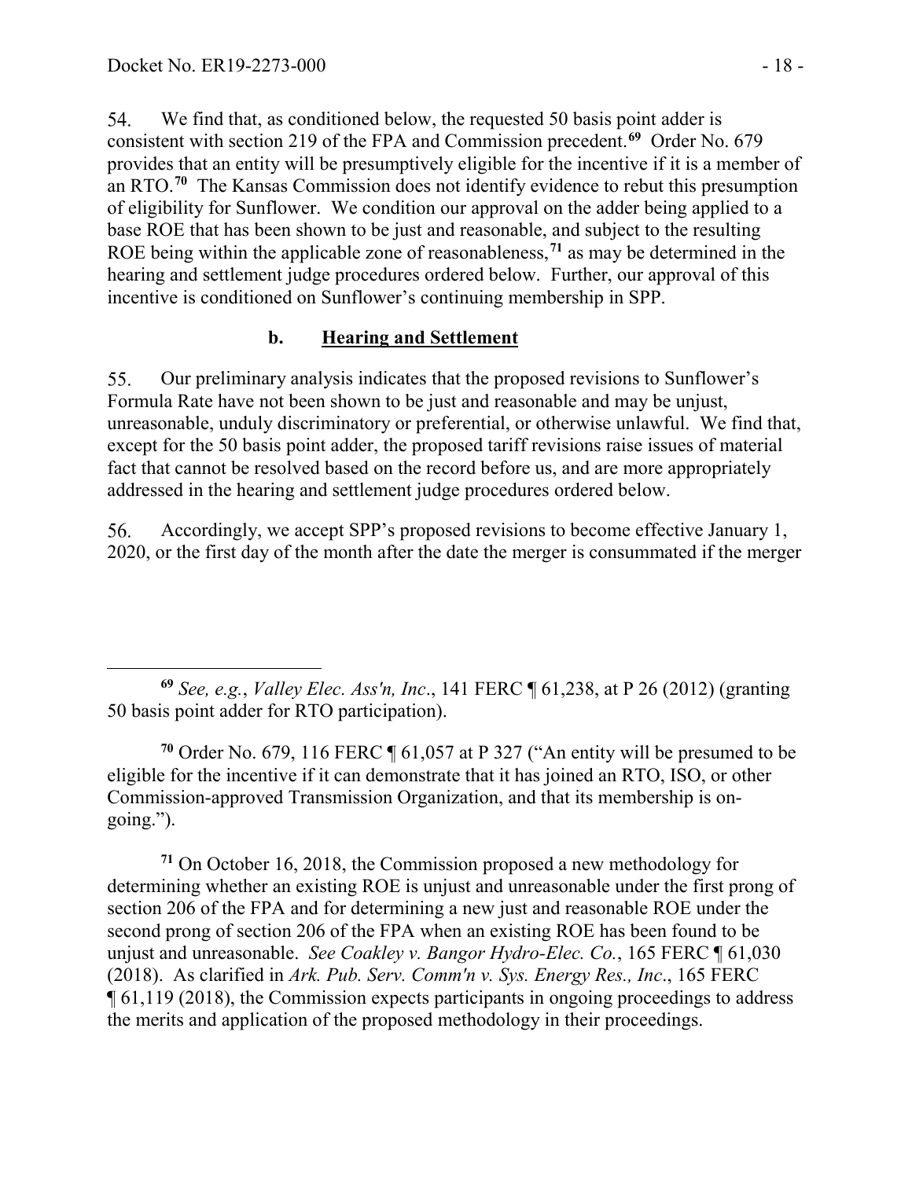54. We find that, as conditioned below, the requested 50 basis point adder is consistent with section 219 of the FPA and Commission precedent.[69] Order No. 679 provides that an entity will be presumptively eligible for the incentive if it is a member of an RTO.[70] The Kansas Commission does not identify evidence to rebut this presumption of eligibility for Sunflower. We condition our approval on the adder being applied to a base ROE that has been shown to be just and reasonable, and subject to the resulting ROE being within the applicable zone of reasonableness,[71] as may be determined in the hearing and settlement judge procedures ordered below. Further, our approval of this incentive is conditioned on Sunflower's continuing membership in SPP.

### b. Hearing and Settlement

55. Our preliminary analysis indicates that the proposed revisions to Sunflower's Formula Rate have not been shown to be just and reasonable and may be unjust, unreasonable, unduly discriminatory or preferential, or otherwise unlawful. We find that, except for the 50 basis point adder, the proposed tariff revisions raise issues of material fact that cannot be resolved based on the record before us, and are more appropriately addressed in the hearing and settlement judge procedures ordered below.

56. Accordingly, we accept SPP's proposed revisions to become effective January 1, 2020, or the first day of the month after the date the merger is consummated if the merger

---

[69] *See, e.g.*, *Valley Elec. Ass'n, Inc*., 141 FERC ¶ 61,238, at P 26 (2012) (granting 50 basis point adder for RTO participation).

[70] Order No. 679, 116 FERC ¶ 61,057 at P 327 ("An entity will be presumed to be eligible for the incentive if it can demonstrate that it has joined an RTO, ISO, or other Commission-approved Transmission Organization, and that its membership is on-going.").

[71] On October 16, 2018, the Commission proposed a new methodology for determining whether an existing ROE is unjust and unreasonable under the first prong of section 206 of the FPA and for determining a new just and reasonable ROE under the second prong of section 206 of the FPA when an existing ROE has been found to be unjust and unreasonable. *See Coakley v. Bangor Hydro-Elec. Co.*, 165 FERC ¶ 61,030 (2018). As clarified in *Ark. Pub. Serv. Comm'n v. Sys. Energy Res., Inc*., 165 FERC ¶ 61,119 (2018), the Commission expects participants in ongoing proceedings to address the merits and application of the proposed methodology in their proceedings.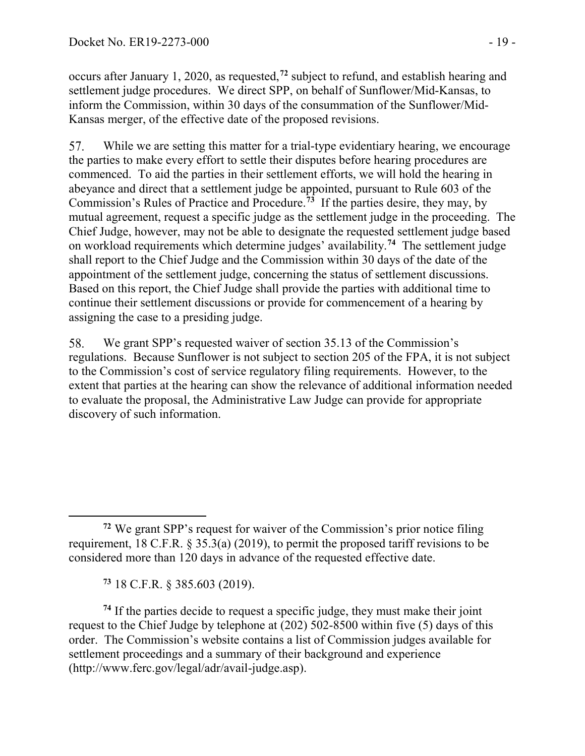occurs after January 1, 2020, as requested,[72] subject to refund, and establish hearing and settlement judge procedures. We direct SPP, on behalf of Sunflower/Mid-Kansas, to inform the Commission, within 30 days of the consummation of the Sunflower/Mid-Kansas merger, of the effective date of the proposed revisions.

57. While we are setting this matter for a trial-type evidentiary hearing, we encourage the parties to make every effort to settle their disputes before hearing procedures are commenced. To aid the parties in their settlement efforts, we will hold the hearing in abeyance and direct that a settlement judge be appointed, pursuant to Rule 603 of the Commission's Rules of Practice and Procedure.[73] If the parties desire, they may, by mutual agreement, request a specific judge as the settlement judge in the proceeding. The Chief Judge, however, may not be able to designate the requested settlement judge based on workload requirements which determine judges' availability.[74] The settlement judge shall report to the Chief Judge and the Commission within 30 days of the date of the appointment of the settlement judge, concerning the status of settlement discussions. Based on this report, the Chief Judge shall provide the parties with additional time to continue their settlement discussions or provide for commencement of a hearing by assigning the case to a presiding judge.

58. We grant SPP's requested waiver of section 35.13 of the Commission's regulations. Because Sunflower is not subject to section 205 of the FPA, it is not subject to the Commission's cost of service regulatory filing requirements. However, to the extent that parties at the hearing can show the relevance of additional information needed to evaluate the proposal, the Administrative Law Judge can provide for appropriate discovery of such information.

---

[72] We grant SPP's request for waiver of the Commission's prior notice filing requirement, 18 C.F.R. § 35.3(a) (2019), to permit the proposed tariff revisions to be considered more than 120 days in advance of the requested effective date.

[73] 18 C.F.R. § 385.603 (2019).

[74] If the parties decide to request a specific judge, they must make their joint request to the Chief Judge by telephone at (202) 502-8500 within five (5) days of this order. The Commission's website contains a list of Commission judges available for settlement proceedings and a summary of their background and experience (http://www.ferc.gov/legal/adr/avail-judge.asp).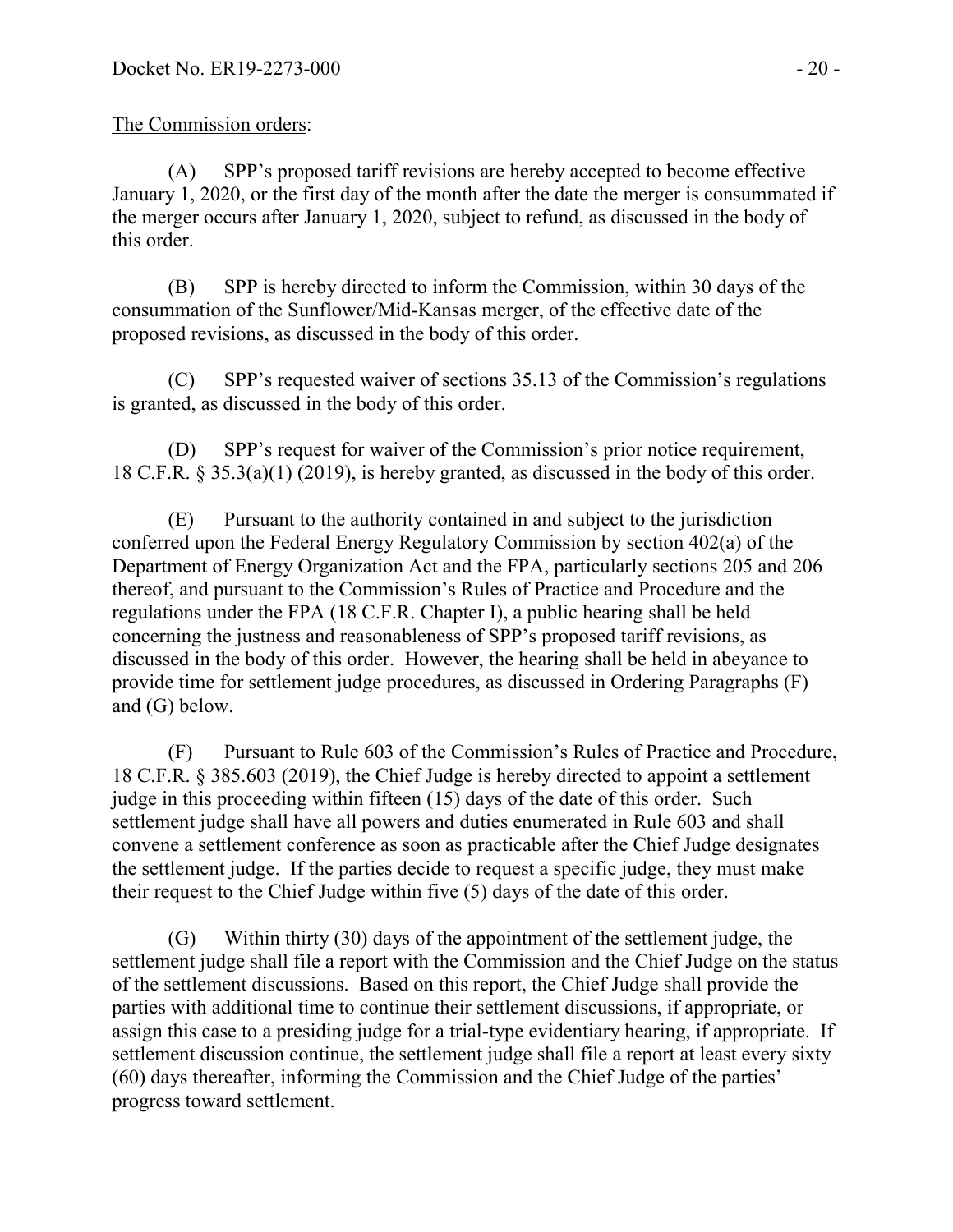The Commission orders:

(A) SPP's proposed tariff revisions are hereby accepted to become effective January 1, 2020, or the first day of the month after the date the merger is consummated if the merger occurs after January 1, 2020, subject to refund, as discussed in the body of this order.

(B) SPP is hereby directed to inform the Commission, within 30 days of the consummation of the Sunflower/Mid-Kansas merger, of the effective date of the proposed revisions, as discussed in the body of this order.

(C) SPP's requested waiver of sections 35.13 of the Commission's regulations is granted, as discussed in the body of this order.

(D) SPP's request for waiver of the Commission's prior notice requirement, 18 C.F.R. § 35.3(a)(1) (2019), is hereby granted, as discussed in the body of this order.

(E) Pursuant to the authority contained in and subject to the jurisdiction conferred upon the Federal Energy Regulatory Commission by section 402(a) of the Department of Energy Organization Act and the FPA, particularly sections 205 and 206 thereof, and pursuant to the Commission's Rules of Practice and Procedure and the regulations under the FPA (18 C.F.R. Chapter I), a public hearing shall be held concerning the justness and reasonableness of SPP's proposed tariff revisions, as discussed in the body of this order. However, the hearing shall be held in abeyance to provide time for settlement judge procedures, as discussed in Ordering Paragraphs (F) and (G) below.

(F) Pursuant to Rule 603 of the Commission's Rules of Practice and Procedure, 18 C.F.R. § 385.603 (2019), the Chief Judge is hereby directed to appoint a settlement judge in this proceeding within fifteen (15) days of the date of this order. Such settlement judge shall have all powers and duties enumerated in Rule 603 and shall convene a settlement conference as soon as practicable after the Chief Judge designates the settlement judge. If the parties decide to request a specific judge, they must make their request to the Chief Judge within five (5) days of the date of this order.

(G) Within thirty (30) days of the appointment of the settlement judge, the settlement judge shall file a report with the Commission and the Chief Judge on the status of the settlement discussions. Based on this report, the Chief Judge shall provide the parties with additional time to continue their settlement discussions, if appropriate, or assign this case to a presiding judge for a trial-type evidentiary hearing, if appropriate. If settlement discussion continue, the settlement judge shall file a report at least every sixty (60) days thereafter, informing the Commission and the Chief Judge of the parties' progress toward settlement.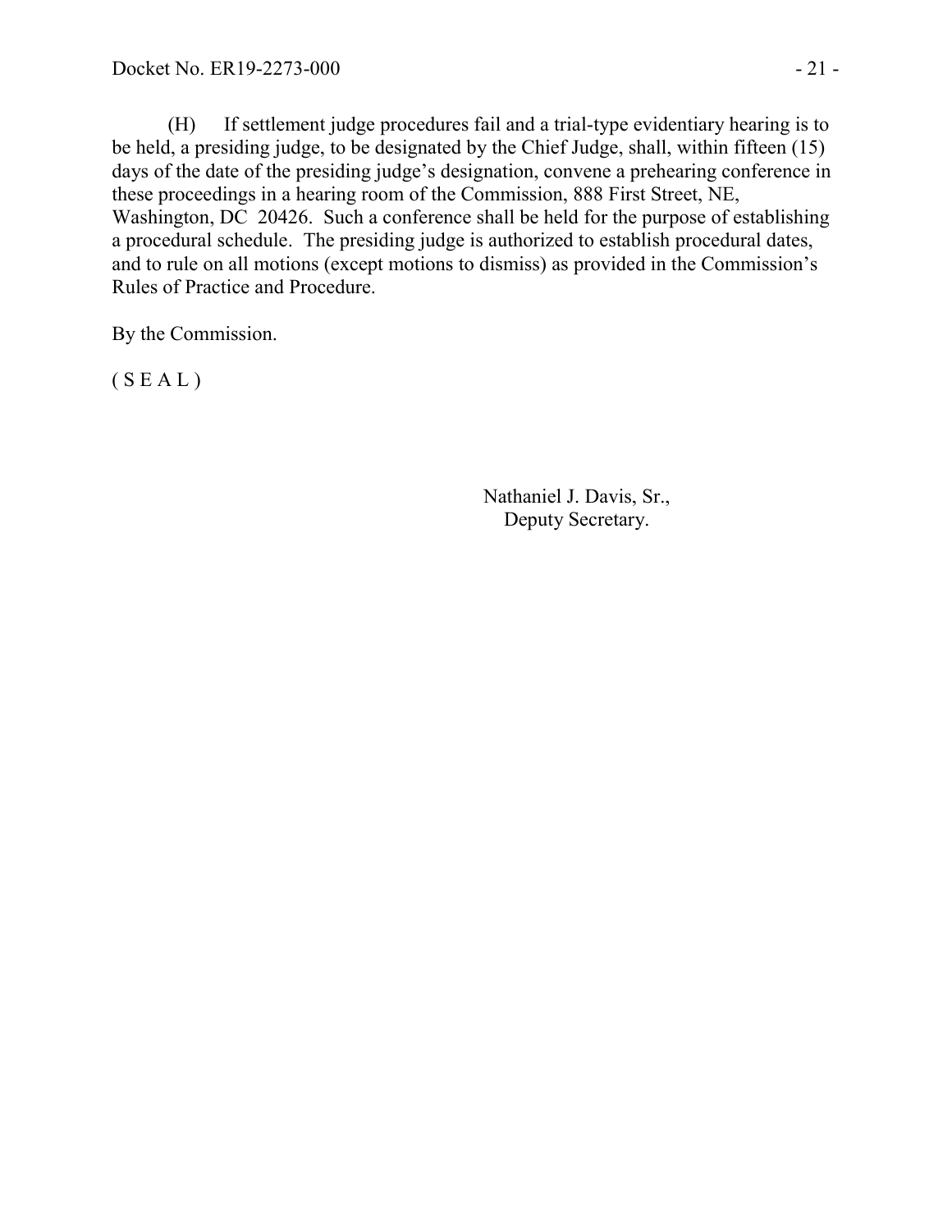(H) If settlement judge procedures fail and a trial-type evidentiary hearing is to be held, a presiding judge, to be designated by the Chief Judge, shall, within fifteen (15) days of the date of the presiding judge's designation, convene a prehearing conference in these proceedings in a hearing room of the Commission, 888 First Street, NE, Washington, DC 20426. Such a conference shall be held for the purpose of establishing a procedural schedule. The presiding judge is authorized to establish procedural dates, and to rule on all motions (except motions to dismiss) as provided in the Commission's Rules of Practice and Procedure.

By the Commission.

( S E A L )

Nathaniel J. Davis, Sr.,
Deputy Secretary.